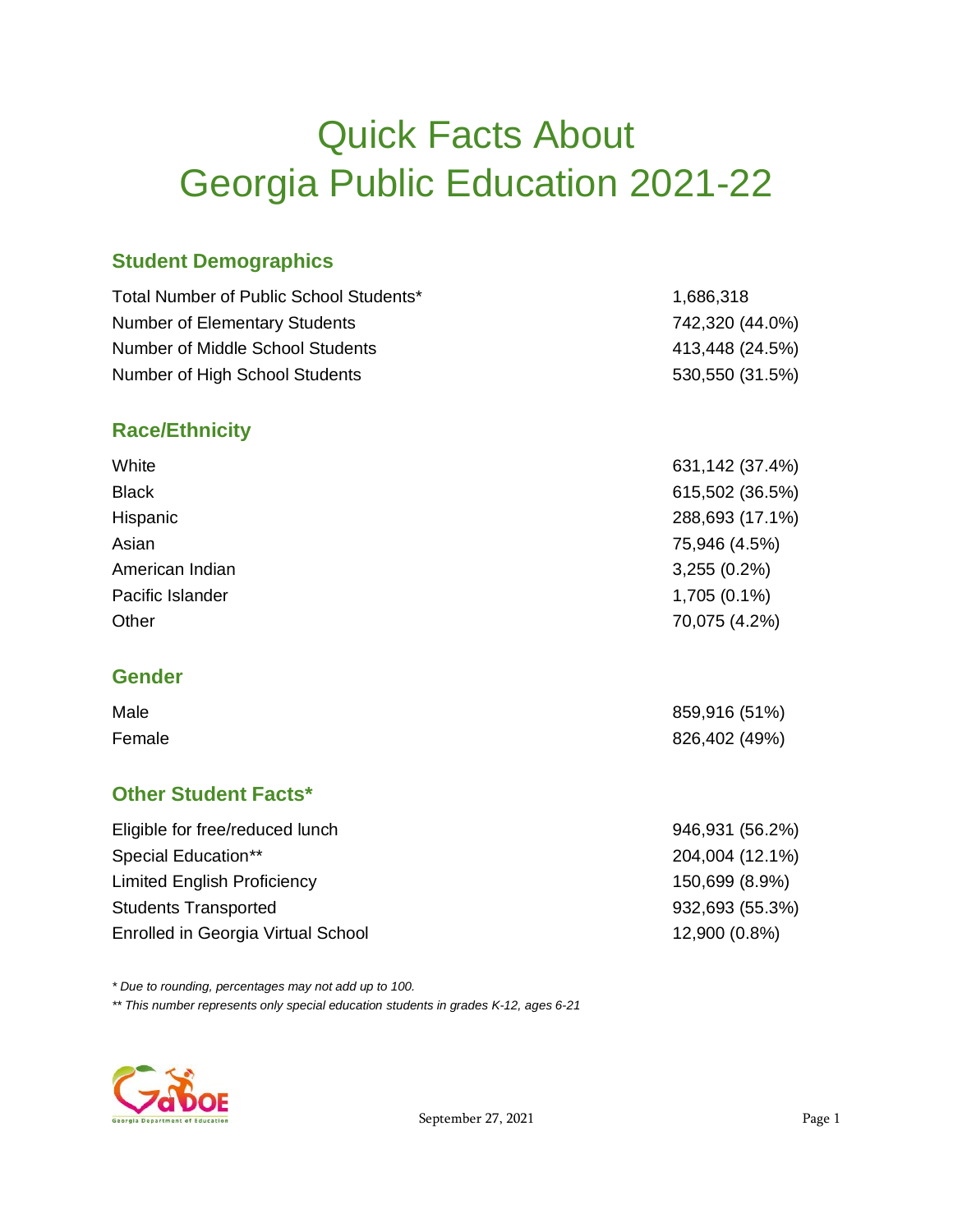# Quick Facts About Georgia Public Education 2021-22

## Student Demographics

| | |
|---|---|
| Total Number of Public School Students* | 1,686,318 |
| Number of Elementary Students | 742,320 (44.0%) |
| Number of Middle School Students | 413,448 (24.5%) |
| Number of High School Students | 530,550 (31.5%) |

## Race/Ethnicity

| | |
|---|---|
| White | 631,142 (37.4%) |
| Black | 615,502 (36.5%) |
| Hispanic | 288,693 (17.1%) |
| Asian | 75,946 (4.5%) |
| American Indian | 3,255 (0.2%) |
| Pacific Islander | 1,705 (0.1%) |
| Other | 70,075 (4.2%) |

## Gender

| | |
|---|---|
| Male | 859,916 (51%) |
| Female | 826,402 (49%) |

## Other Student Facts*

| | |
|---|---|
| Eligible for free/reduced lunch | 946,931 (56.2%) |
| Special Education** | 204,004 (12.1%) |
| Limited English Proficiency | 150,699 (8.9%) |
| Students Transported | 932,693 (55.3%) |
| Enrolled in Georgia Virtual School | 12,900 (0.8%) |

*\* Due to rounding, percentages may not add up to 100.*

*\*\* This number represents only special education students in grades K-12, ages 6-21*

September 27, 2021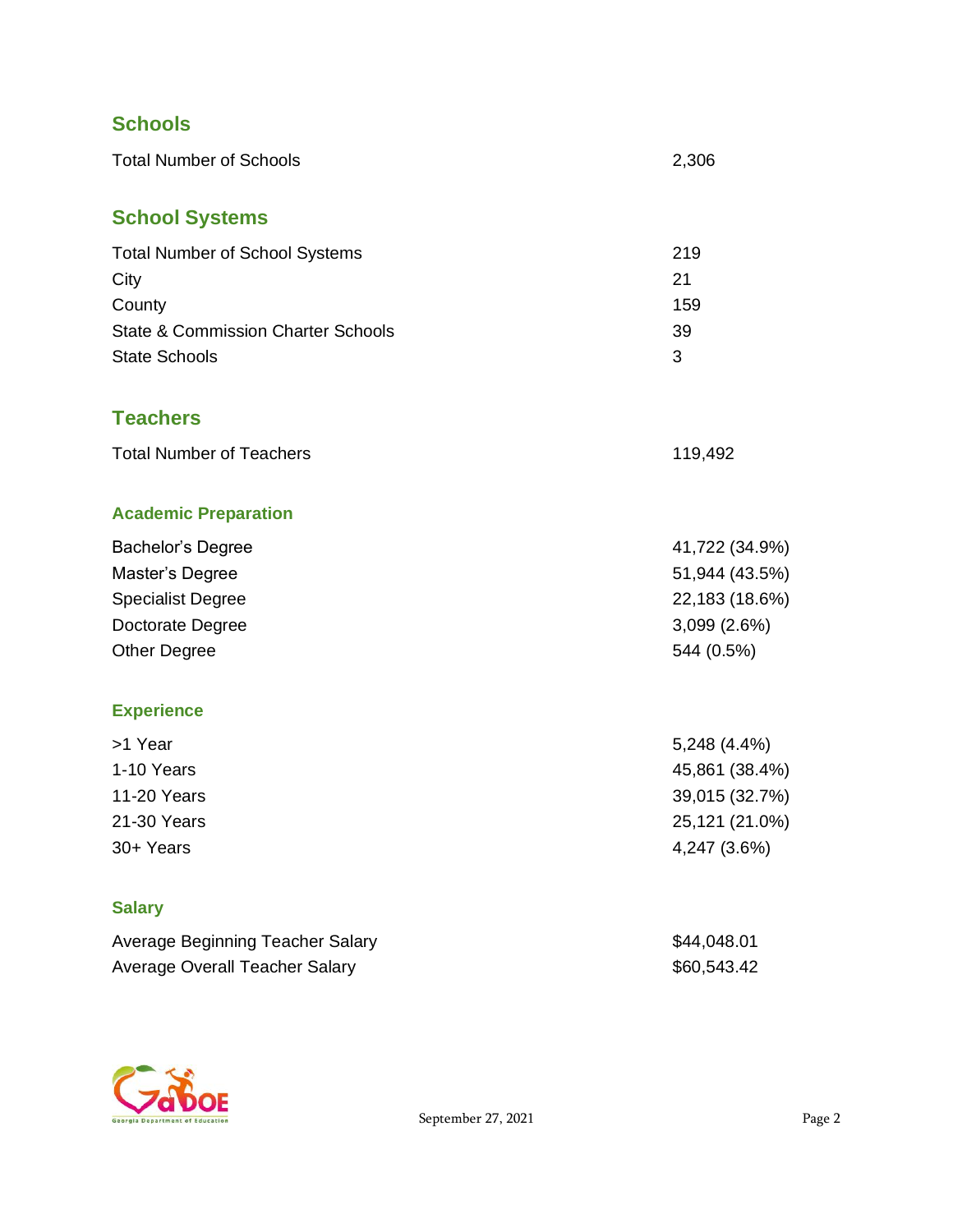## Schools

| | |
|---|---|
| Total Number of Schools | 2,306 |

## School Systems

| | |
|---|---|
| Total Number of School Systems | 219 |
| City | 21 |
| County | 159 |
| State & Commission Charter Schools | 39 |
| State Schools | 3 |

## Teachers

| | |
|---|---|
| Total Number of Teachers | 119,492 |

### Academic Preparation

| | |
|---|---|
| Bachelor's Degree | 41,722 (34.9%) |
| Master's Degree | 51,944 (43.5%) |
| Specialist Degree | 22,183 (18.6%) |
| Doctorate Degree | 3,099 (2.6%) |
| Other Degree | 544 (0.5%) |

### Experience

| | |
|---|---|
| >1 Year | 5,248 (4.4%) |
| 1-10 Years | 45,861 (38.4%) |
| 11-20 Years | 39,015 (32.7%) |
| 21-30 Years | 25,121 (21.0%) |
| 30+ Years | 4,247 (3.6%) |

### Salary

| | |
|---|---|
| Average Beginning Teacher Salary | $44,048.01 |
| Average Overall Teacher Salary | $60,543.42 |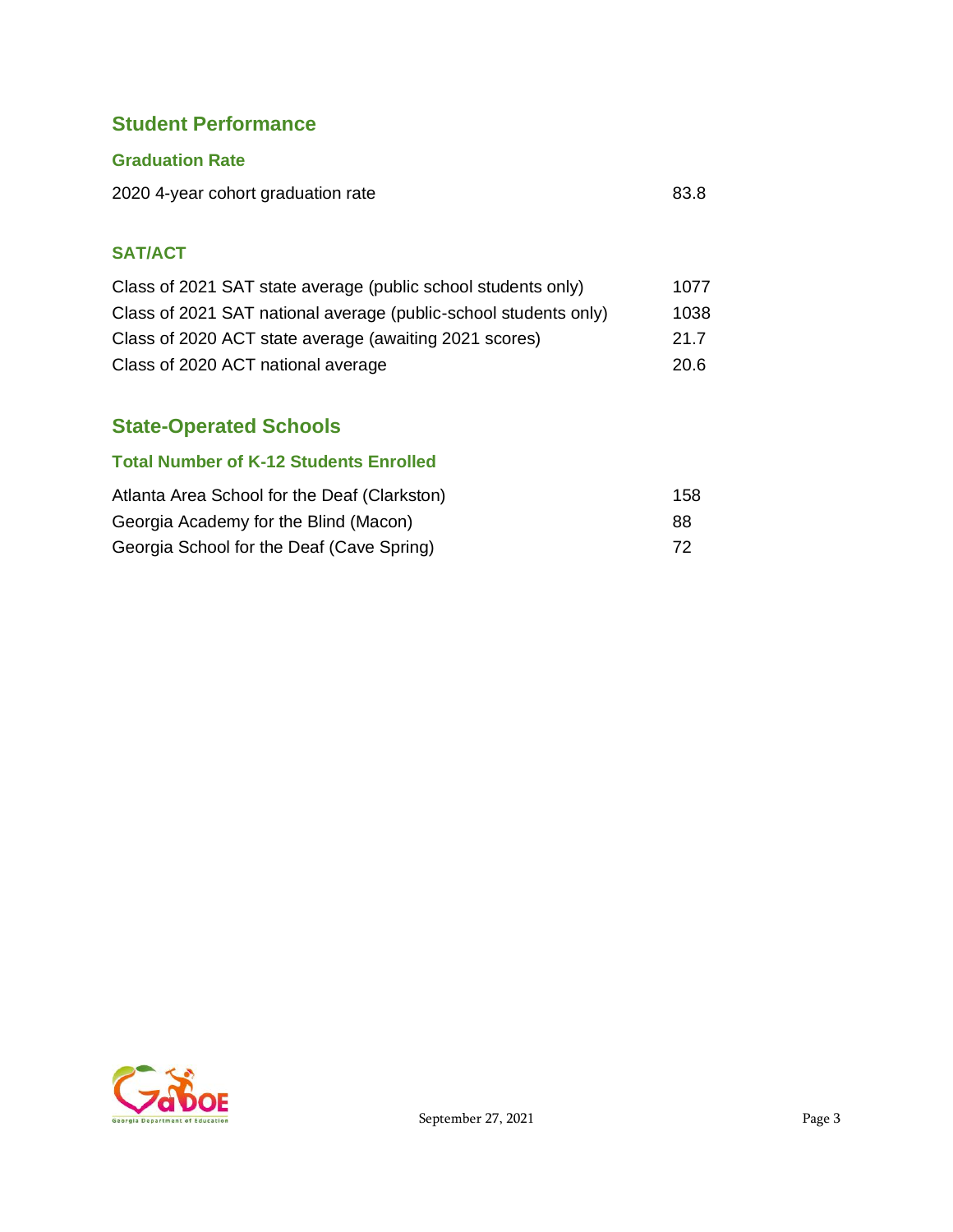## Student Performance

### Graduation Rate

| | |
|---|---|
| 2020 4-year cohort graduation rate | 83.8 |

### SAT/ACT

| | |
|---|---|
| Class of 2021 SAT state average (public school students only) | 1077 |
| Class of 2021 SAT national average (public-school students only) | 1038 |
| Class of 2020 ACT state average (awaiting 2021 scores) | 21.7 |
| Class of 2020 ACT national average | 20.6 |

## State-Operated Schools

### Total Number of K-12 Students Enrolled

| | |
|---|---|
| Atlanta Area School for the Deaf (Clarkston) | 158 |
| Georgia Academy for the Blind (Macon) | 88 |
| Georgia School for the Deaf (Cave Spring) | 72 |